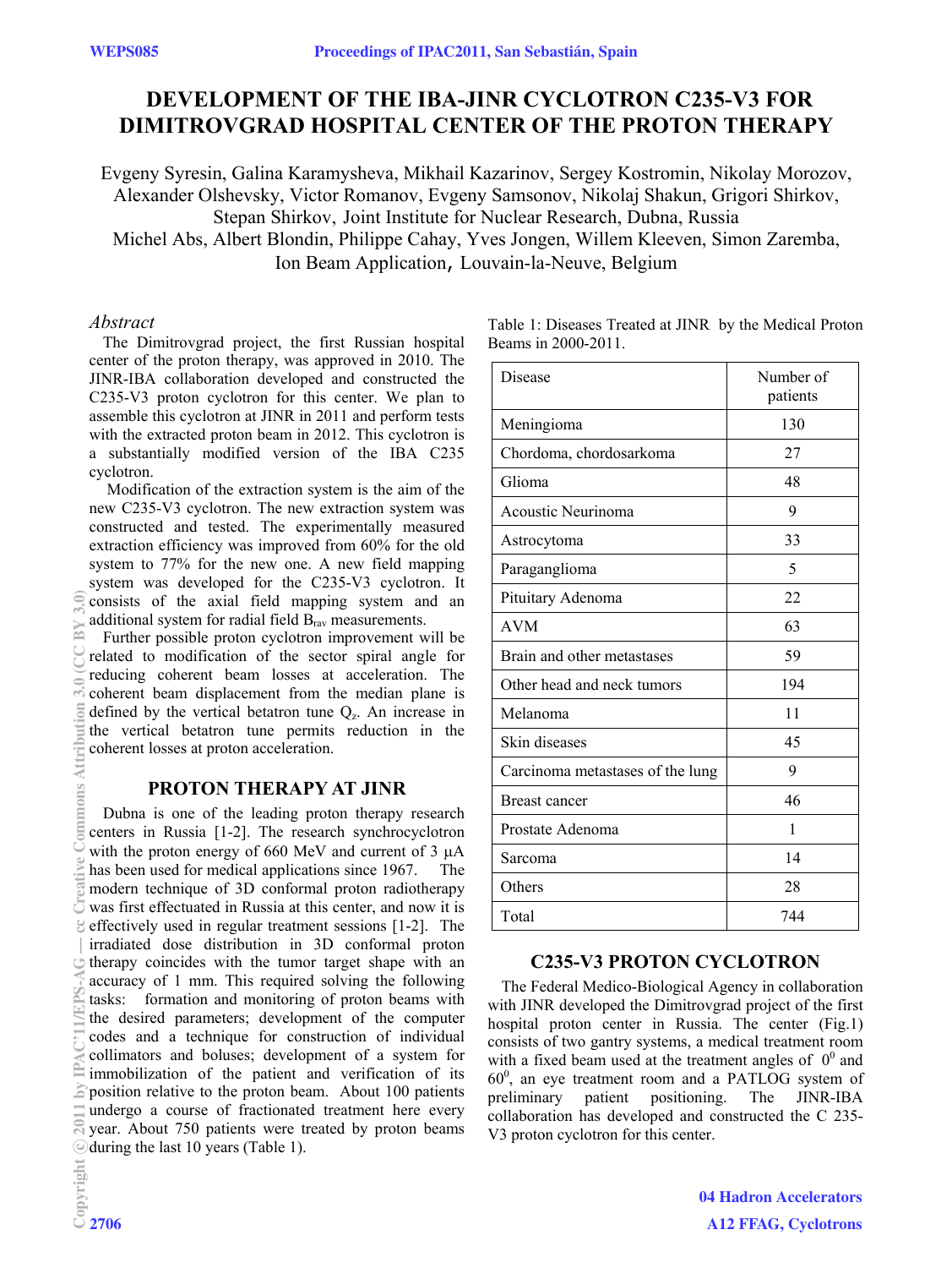# DEVELOPMENT OF THE IBA-JINR CYCLOTRON C235-V3 FOR DIMITROVGRAD HOSPITAL CENTER OF THE PROTON THERAPY

Evgeny Syresin, Galina Karamysheva, Mikhail Kazarinov, Sergey Kostromin, Nikolay Morozov, Alexander Olshevsky, Victor Romanov, Evgeny Samsonov, Nikolaj Shakun, Grigori Shirkov, Stepan Shirkov, Joint Institute for Nuclear Research, Dubna, Russia
Michel Abs, Albert Blondin, Philippe Cahay, Yves Jongen, Willem Kleeven, Simon Zaremba, Ion Beam Application, Louvain-la-Neuve, Belgium

## *Abstract*

The Dimitrovgrad project, the first Russian hospital center of the proton therapy, was approved in 2010. The JINR-IBA collaboration developed and constructed the C235-V3 proton cyclotron for this center. We plan to assemble this cyclotron at JINR in 2011 and perform tests with the extracted proton beam in 2012. This cyclotron is a substantially modified version of the IBA C235 cyclotron.

Modification of the extraction system is the aim of the new C235-V3 cyclotron. The new extraction system was constructed and tested. The experimentally measured extraction efficiency was improved from 60% for the old system to 77% for the new one. A new field mapping system was developed for the C235-V3 cyclotron. It consists of the axial field mapping system and an additional system for radial field $B_{rav}$ measurements.

Further possible proton cyclotron improvement will be related to modification of the sector spiral angle for reducing coherent beam losses at acceleration. The coherent beam displacement from the median plane is defined by the vertical betatron tune $Q_z$. An increase in the vertical betatron tune permits reduction in the coherent losses at proton acceleration.

## PROTON THERAPY AT JINR

Dubna is one of the leading proton therapy research centers in Russia [1-2]. The research synchrocyclotron with the proton energy of 660 MeV and current of 3 μA has been used for medical applications since 1967. The modern technique of 3D conformal proton radiotherapy was first effectuated in Russia at this center, and now it is effectively used in regular treatment sessions [1-2]. The irradiated dose distribution in 3D conformal proton therapy coincides with the tumor target shape with an accuracy of 1 mm. This required solving the following tasks: formation and monitoring of proton beams with the desired parameters; development of the computer codes and a technique for construction of individual collimators and boluses; development of a system for immobilization of the patient and verification of its position relative to the proton beam. About 100 patients undergo a course of fractionated treatment here every year. About 750 patients were treated by proton beams during the last 10 years (Table 1).

Table 1: Diseases Treated at JINR by the Medical Proton Beams in 2000-2011.

| Disease | Number of patients |
|---|---|
| Meningioma | 130 |
| Chordoma, chordosarkoma | 27 |
| Glioma | 48 |
| Acoustic Neurinoma | 9 |
| Astrocytoma | 33 |
| Paraganglioma | 5 |
| Pituitary Adenoma | 22 |
| AVM | 63 |
| Brain and other metastases | 59 |
| Other head and neck tumors | 194 |
| Melanoma | 11 |
| Skin diseases | 45 |
| Carcinoma metastases of the lung | 9 |
| Breast cancer | 46 |
| Prostate Adenoma | 1 |
| Sarcoma | 14 |
| Others | 28 |
| Total | 744 |

## C235-V3 PROTON CYCLOTRON

The Federal Medico-Biological Agency in collaboration with JINR developed the Dimitrovgrad project of the first hospital proton center in Russia. The center (Fig.1) consists of two gantry systems, a medical treatment room with a fixed beam used at the treatment angles of $0^0$ and $60^0$, an eye treatment room and a PATLOG system of preliminary patient positioning. The JINR-IBA collaboration has developed and constructed the C 235-V3 proton cyclotron for this center.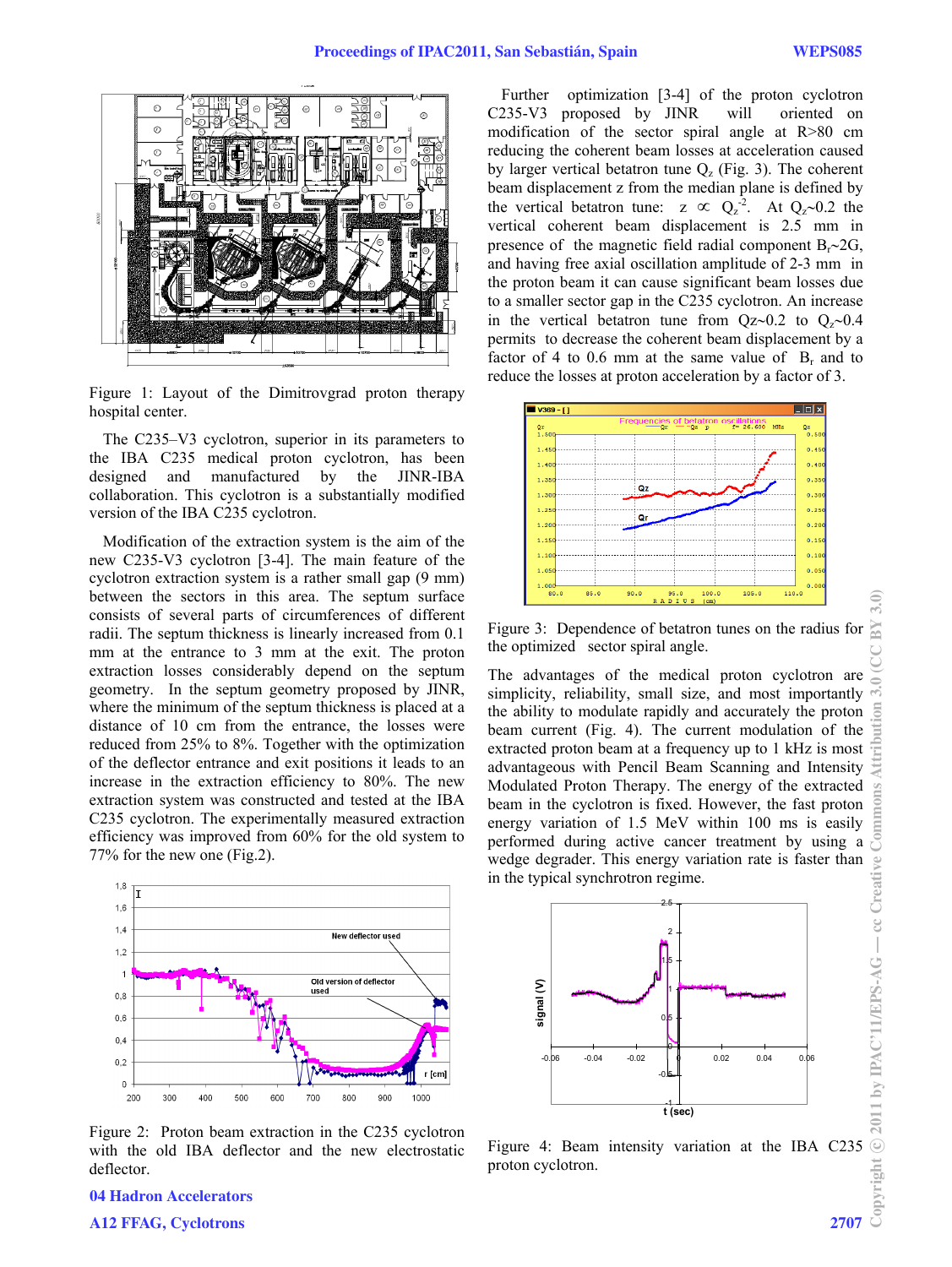Figure 1: Layout of the Dimitrovgrad proton therapy hospital center.

The C235–V3 cyclotron, superior in its parameters to the IBA C235 medical proton cyclotron, has been designed and manufactured by the JINR-IBA collaboration. This cyclotron is a substantially modified version of the IBA C235 cyclotron.

Modification of the extraction system is the aim of the new C235-V3 cyclotron [3-4]. The main feature of the cyclotron extraction system is a rather small gap (9 mm) between the sectors in this area. The septum surface consists of several parts of circumferences of different radii. The septum thickness is linearly increased from 0.1 mm at the entrance to 3 mm at the exit. The proton extraction losses considerably depend on the septum geometry. In the septum geometry proposed by JINR, where the minimum of the septum thickness is placed at a distance of 10 cm from the entrance, the losses were reduced from 25% to 8%. Together with the optimization of the deflector entrance and exit positions it leads to an increase in the extraction efficiency to 80%. The new extraction system was constructed and tested at the IBA C235 cyclotron. The experimentally measured extraction efficiency was improved from 60% for the old system to 77% for the new one (Fig.2).

Figure 2: Proton beam extraction in the C235 cyclotron with the old IBA deflector and the new electrostatic deflector.

Further optimization [3-4] of the proton cyclotron C235-V3 proposed by JINR will oriented on modification of the sector spiral angle at R>80 cm reducing the coherent beam losses at acceleration caused by larger vertical betatron tune $Q_z$ (Fig. 3). The coherent beam displacement z from the median plane is defined by the vertical betatron tune: $z \propto Q_z^{-2}$. At $Q_z$~0.2 the vertical coherent beam displacement is 2.5 mm in presence of the magnetic field radial component $B_r$~2G, and having free axial oscillation amplitude of 2-3 mm in the proton beam it can cause significant beam losses due to a smaller sector gap in the C235 cyclotron. An increase in the vertical betatron tune from Qz~0.2 to $Q_z$~0.4 permits to decrease the coherent beam displacement by a factor of 4 to 0.6 mm at the same value of $B_r$ and to reduce the losses at proton acceleration by a factor of 3.

Figure 3: Dependence of betatron tunes on the radius for the optimized sector spiral angle.

The advantages of the medical proton cyclotron are simplicity, reliability, small size, and most importantly the ability to modulate rapidly and accurately the proton beam current (Fig. 4). The current modulation of the extracted proton beam at a frequency up to 1 kHz is most advantageous with Pencil Beam Scanning and Intensity Modulated Proton Therapy. The energy of the extracted beam in the cyclotron is fixed. However, the fast proton energy variation of 1.5 MeV within 100 ms is easily performed during active cancer treatment by using a wedge degrader. This energy variation rate is faster than in the typical synchrotron regime.

Figure 4: Beam intensity variation at the IBA C235 proton cyclotron.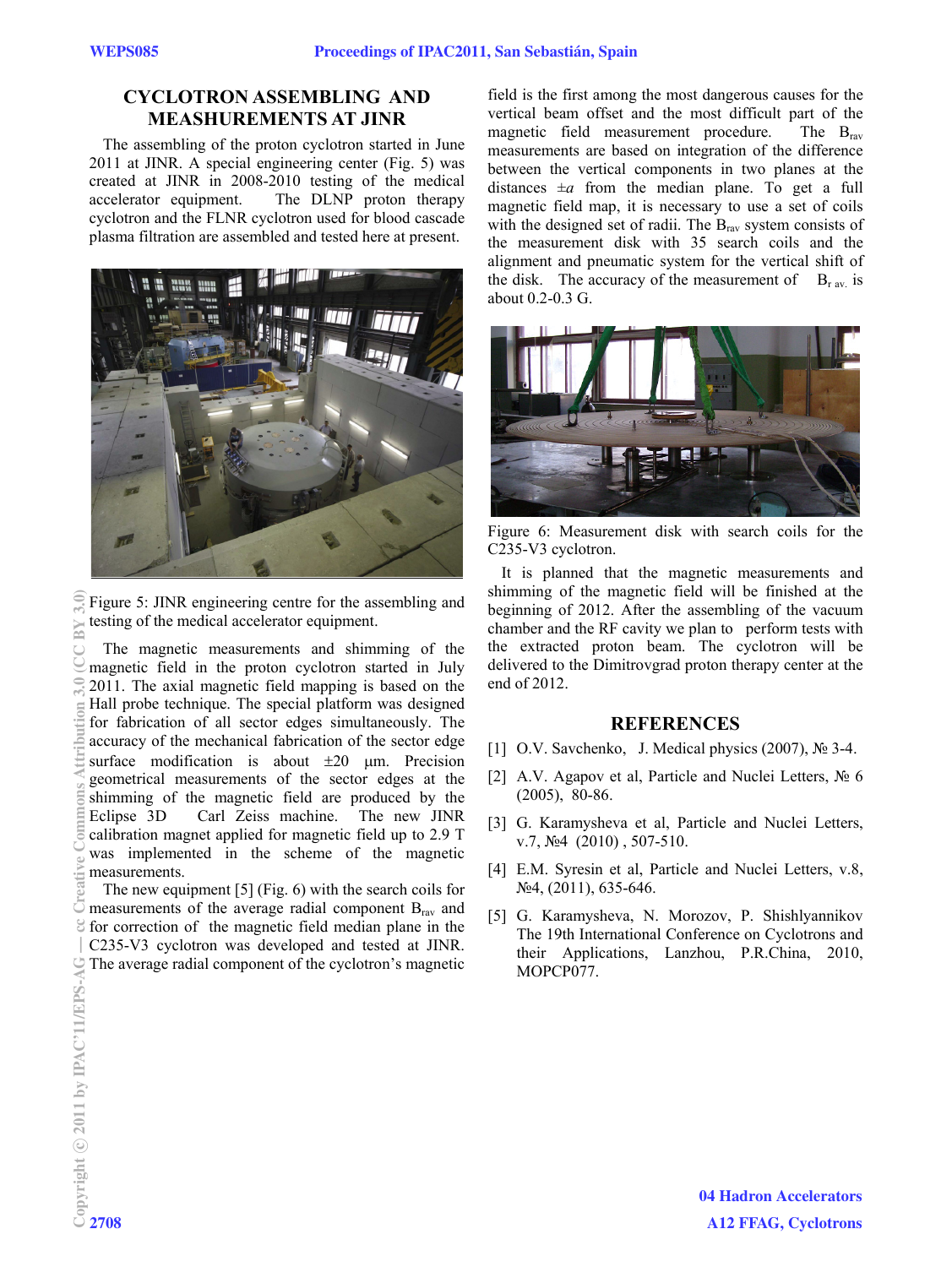## CYCLOTRON ASSEMBLING AND MEASHUREMENTS AT JINR

The assembling of the proton cyclotron started in June 2011 at JINR. A special engineering center (Fig. 5) was created at JINR in 2008-2010 testing of the medical accelerator equipment. The DLNP proton therapy cyclotron and the FLNR cyclotron used for blood cascade plasma filtration are assembled and tested here at present.

Figure 5: JINR engineering centre for the assembling and testing of the medical accelerator equipment.

The magnetic measurements and shimming of the magnetic field in the proton cyclotron started in July 2011. The axial magnetic field mapping is based on the Hall probe technique. The special platform was designed for fabrication of all sector edges simultaneously. The accuracy of the mechanical fabrication of the sector edge surface modification is about ±20 µm. Precision geometrical measurements of the sector edges at the shimming of the magnetic field are produced by the Eclipse 3D Carl Zeiss machine. The new JINR calibration magnet applied for magnetic field up to 2.9 T was implemented in the scheme of the magnetic measurements.

The new equipment [5] (Fig. 6) with the search coils for measurements of the average radial component $B_{rav}$ and for correction of the magnetic field median plane in the C235-V3 cyclotron was developed and tested at JINR. The average radial component of the cyclotron's magnetic field is the first among the most dangerous causes for the vertical beam offset and the most difficult part of the magnetic field measurement procedure. The $B_{rav}$ measurements are based on integration of the difference between the vertical components in two planes at the distances $\pm a$ from the median plane. To get a full magnetic field map, it is necessary to use a set of coils with the designed set of radii. The $B_{rav}$ system consists of the measurement disk with 35 search coils and the alignment and pneumatic system for the vertical shift of the disk. The accuracy of the measurement of $B_{r\,av.}$ is about 0.2-0.3 G.

Figure 6: Measurement disk with search coils for the C235-V3 cyclotron.

It is planned that the magnetic measurements and shimming of the magnetic field will be finished at the beginning of 2012. After the assembling of the vacuum chamber and the RF cavity we plan to perform tests with the extracted proton beam. The cyclotron will be delivered to the Dimitrovgrad proton therapy center at the end of 2012.

## REFERENCES

[1] O.V. Savchenko, J. Medical physics (2007), № 3-4.

[2] A.V. Agapov et al, Particle and Nuclei Letters, № 6 (2005), 80-86.

[3] G. Karamysheva et al, Particle and Nuclei Letters, v.7, №4 (2010) , 507-510.

[4] E.M. Syresin et al, Particle and Nuclei Letters, v.8, №4, (2011), 635-646.

[5] G. Karamysheva, N. Morozov, P. Shishlyannikov The 19th International Conference on Cyclotrons and their Applications, Lanzhou, P.R.China, 2010, MOPCP077.